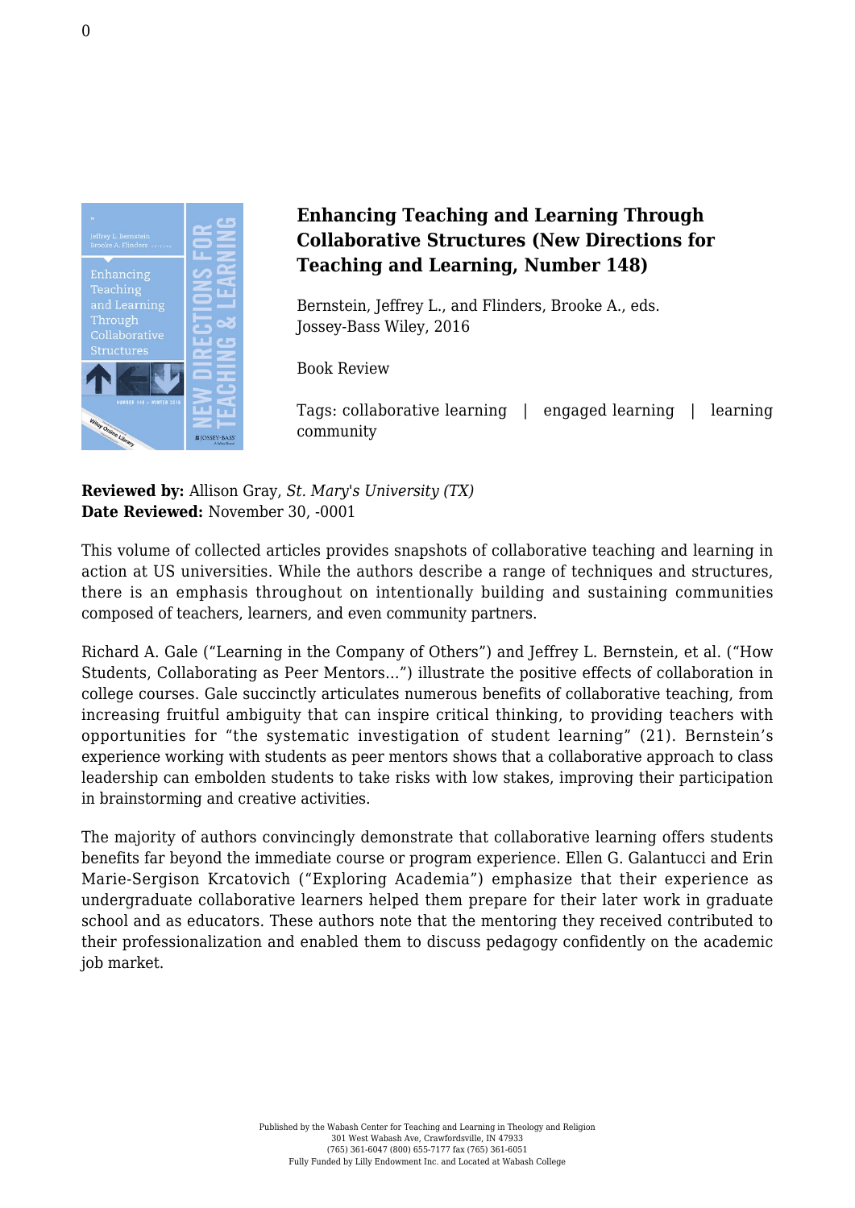# Enhancing Teaching and Learning Through Collaborative Structures (New Directions for Teaching and Learning, Number 148)

Bernstein, Jeffrey L., and Flinders, Brooke A., eds.
Jossey-Bass Wiley, 2016

Book Review

Tags: collaborative learning | engaged learning | learning community

**Reviewed by:** Allison Gray, *St. Mary's University (TX)*
**Date Reviewed:** November 30, -0001

This volume of collected articles provides snapshots of collaborative teaching and learning in action at US universities. While the authors describe a range of techniques and structures, there is an emphasis throughout on intentionally building and sustaining communities composed of teachers, learners, and even community partners.

Richard A. Gale ("Learning in the Company of Others") and Jeffrey L. Bernstein, et al. ("How Students, Collaborating as Peer Mentors…") illustrate the positive effects of collaboration in college courses. Gale succinctly articulates numerous benefits of collaborative teaching, from increasing fruitful ambiguity that can inspire critical thinking, to providing teachers with opportunities for "the systematic investigation of student learning" (21). Bernstein's experience working with students as peer mentors shows that a collaborative approach to class leadership can embolden students to take risks with low stakes, improving their participation in brainstorming and creative activities.

The majority of authors convincingly demonstrate that collaborative learning offers students benefits far beyond the immediate course or program experience. Ellen G. Galantucci and Erin Marie-Sergison Krcatovich ("Exploring Academia") emphasize that their experience as undergraduate collaborative learners helped them prepare for their later work in graduate school and as educators. These authors note that the mentoring they received contributed to their professionalization and enabled them to discuss pedagogy confidently on the academic job market.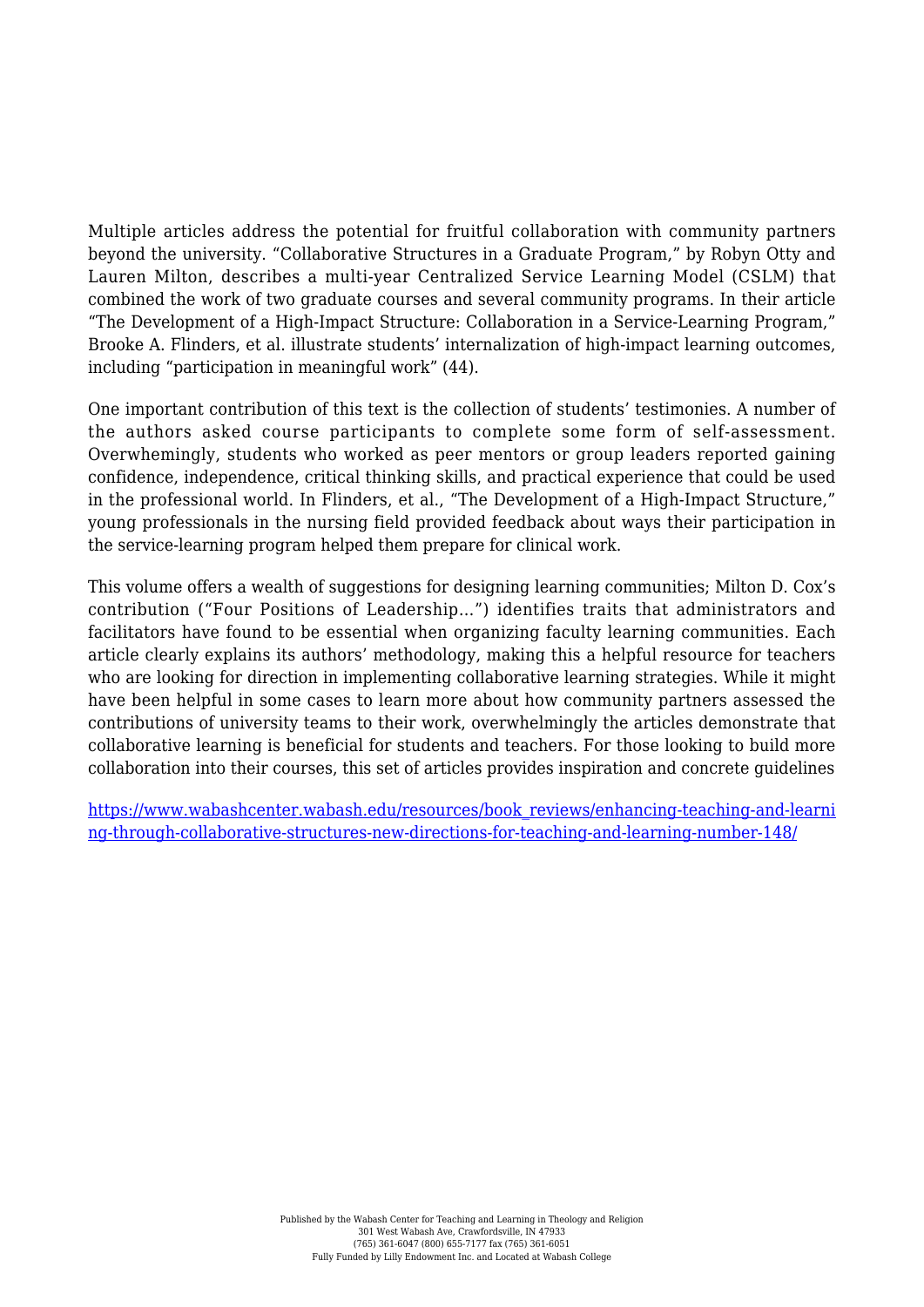Multiple articles address the potential for fruitful collaboration with community partners beyond the university. "Collaborative Structures in a Graduate Program," by Robyn Otty and Lauren Milton, describes a multi-year Centralized Service Learning Model (CSLM) that combined the work of two graduate courses and several community programs. In their article "The Development of a High-Impact Structure: Collaboration in a Service-Learning Program," Brooke A. Flinders, et al. illustrate students' internalization of high-impact learning outcomes, including "participation in meaningful work" (44).

One important contribution of this text is the collection of students' testimonies. A number of the authors asked course participants to complete some form of self-assessment. Overwhemingly, students who worked as peer mentors or group leaders reported gaining confidence, independence, critical thinking skills, and practical experience that could be used in the professional world. In Flinders, et al., "The Development of a High-Impact Structure," young professionals in the nursing field provided feedback about ways their participation in the service-learning program helped them prepare for clinical work.

This volume offers a wealth of suggestions for designing learning communities; Milton D. Cox's contribution ("Four Positions of Leadership…") identifies traits that administrators and facilitators have found to be essential when organizing faculty learning communities. Each article clearly explains its authors' methodology, making this a helpful resource for teachers who are looking for direction in implementing collaborative learning strategies. While it might have been helpful in some cases to learn more about how community partners assessed the contributions of university teams to their work, overwhelmingly the articles demonstrate that collaborative learning is beneficial for students and teachers. For those looking to build more collaboration into their courses, this set of articles provides inspiration and concrete guidelines

[https://www.wabashcenter.wabash.edu/resources/book_reviews/enhancing-teaching-and-learning-through-collaborative-structures-new-directions-for-teaching-and-learning-number-148/](https://www.wabashcenter.wabash.edu/resources/book_reviews/enhancing-teaching-and-learning-through-collaborative-structures-new-directions-for-teaching-and-learning-number-148/)

Published by the Wabash Center for Teaching and Learning in Theology and Religion
301 West Wabash Ave, Crawfordsville, IN 47933
(765) 361-6047 (800) 655-7177 fax (765) 361-6051
Fully Funded by Lilly Endowment Inc. and Located at Wabash College